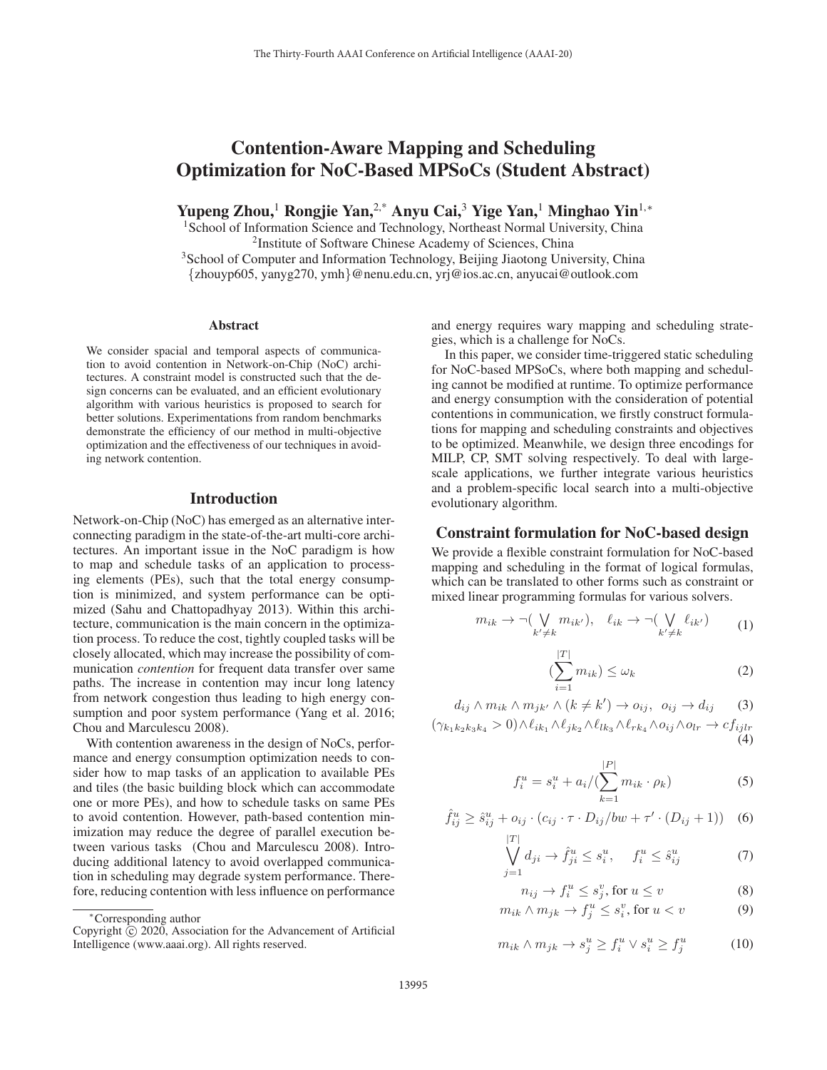# Contention-Aware Mapping and Scheduling Optimization for NoC-Based MPSoCs (Student Abstract)

**Yupeng Zhou,[1] Rongjie Yan,[2,*] Anyu Cai,[3] Yige Yan,[1] Minghao Yin[1,*]**

[1]School of Information Science and Technology, Northeast Normal University, China
[2]Institute of Software Chinese Academy of Sciences, China
[3]School of Computer and Information Technology, Beijing Jiaotong University, China
{zhouyp605, yanyg270, ymh}@nenu.edu.cn, yrj@ios.ac.cn, anyucai@outlook.com

## Abstract

We consider spacial and temporal aspects of communication to avoid contention in Network-on-Chip (NoC) architectures. A constraint model is constructed such that the design concerns can be evaluated, and an efficient evolutionary algorithm with various heuristics is proposed to search for better solutions. Experimentations from random benchmarks demonstrate the efficiency of our method in multi-objective optimization and the effectiveness of our techniques in avoiding network contention.

## Introduction

Network-on-Chip (NoC) has emerged as an alternative interconnecting paradigm in the state-of-the-art multi-core architectures. An important issue in the NoC paradigm is how to map and schedule tasks of an application to processing elements (PEs), such that the total energy consumption is minimized, and system performance can be optimized (Sahu and Chattopadhyay 2013). Within this architecture, communication is the main concern in the optimization process. To reduce the cost, tightly coupled tasks will be closely allocated, which may increase the possibility of communication *contention* for frequent data transfer over same paths. The increase in contention may incur long latency from network congestion thus leading to high energy consumption and poor system performance (Yang et al. 2016; Chou and Marculescu 2008).

With contention awareness in the design of NoCs, performance and energy consumption optimization needs to consider how to map tasks of an application to available PEs and tiles (the basic building block which can accommodate one or more PEs), and how to schedule tasks on same PEs to avoid contention. However, path-based contention minimization may reduce the degree of parallel execution between various tasks (Chou and Marculescu 2008). Introducing additional latency to avoid overlapped communication in scheduling may degrade system performance. Therefore, reducing contention with less influence on performance and energy requires wary mapping and scheduling strategies, which is a challenge for NoCs.

In this paper, we consider time-triggered static scheduling for NoC-based MPSoCs, where both mapping and scheduling cannot be modified at runtime. To optimize performance and energy consumption with the consideration of potential contentions in communication, we firstly construct formulations for mapping and scheduling constraints and objectives to be optimized. Meanwhile, we design three encodings for MILP, CP, SMT solving respectively. To deal with large-scale applications, we further integrate various heuristics and a problem-specific local search into a multi-objective evolutionary algorithm.

## Constraint formulation for NoC-based design

We provide a flexible constraint formulation for NoC-based mapping and scheduling in the format of logical formulas, which can be translated to other forms such as constraint or mixed linear programming formulas for various solvers.

$$m_{ik} \rightarrow \neg(\bigvee_{k' \neq k} m_{ik'}), \quad \ell_{ik} \rightarrow \neg(\bigvee_{k' \neq k} \ell_{ik'}) \tag{1}$$

$$(\sum_{i=1}^{|T|} m_{ik}) \leq \omega_k \tag{2}$$

$$d_{ij} \wedge m_{ik} \wedge m_{jk'} \wedge (k \neq k') \rightarrow o_{ij}, \;\; o_{ij} \rightarrow d_{ij} \tag{3}$$

$$(\gamma_{k_1 k_2 k_3 k_4} > 0) \wedge \ell_{ik_1} \wedge \ell_{jk_2} \wedge \ell_{lk_3} \wedge \ell_{rk_4} \wedge o_{ij} \wedge o_{lr} \rightarrow cf_{ijlr} \tag{4}$$

$$f_i^u = s_i^u + a_i / (\sum_{k=1}^{|P|} m_{ik} \cdot \rho_k) \tag{5}$$

$$\hat{f}_{ij}^u \geq \hat{s}_{ij}^u + o_{ij} \cdot (c_{ij} \cdot \tau \cdot D_{ij}/bw + \tau' \cdot (D_{ij}+1)) \tag{6}$$

$$\bigvee_{j=1}^{|T|} d_{ji} \rightarrow \hat{f}_{ji}^u \leq s_i^u, \quad f_i^u \leq \hat{s}_{ij}^u \tag{7}$$

$$n_{ij} \rightarrow f_i^u \leq s_j^v, \text{for } u \leq v \tag{8}$$

$$m_{ik} \wedge m_{jk} \rightarrow f_j^u \leq s_i^v, \text{for } u < v \tag{9}$$

$$m_{ik} \wedge m_{jk} \rightarrow s_j^u \geq f_i^u \vee s_i^u \geq f_j^u \tag{10}$$

*Corresponding author

Copyright © 2020, Association for the Advancement of Artificial Intelligence (www.aaai.org). All rights reserved.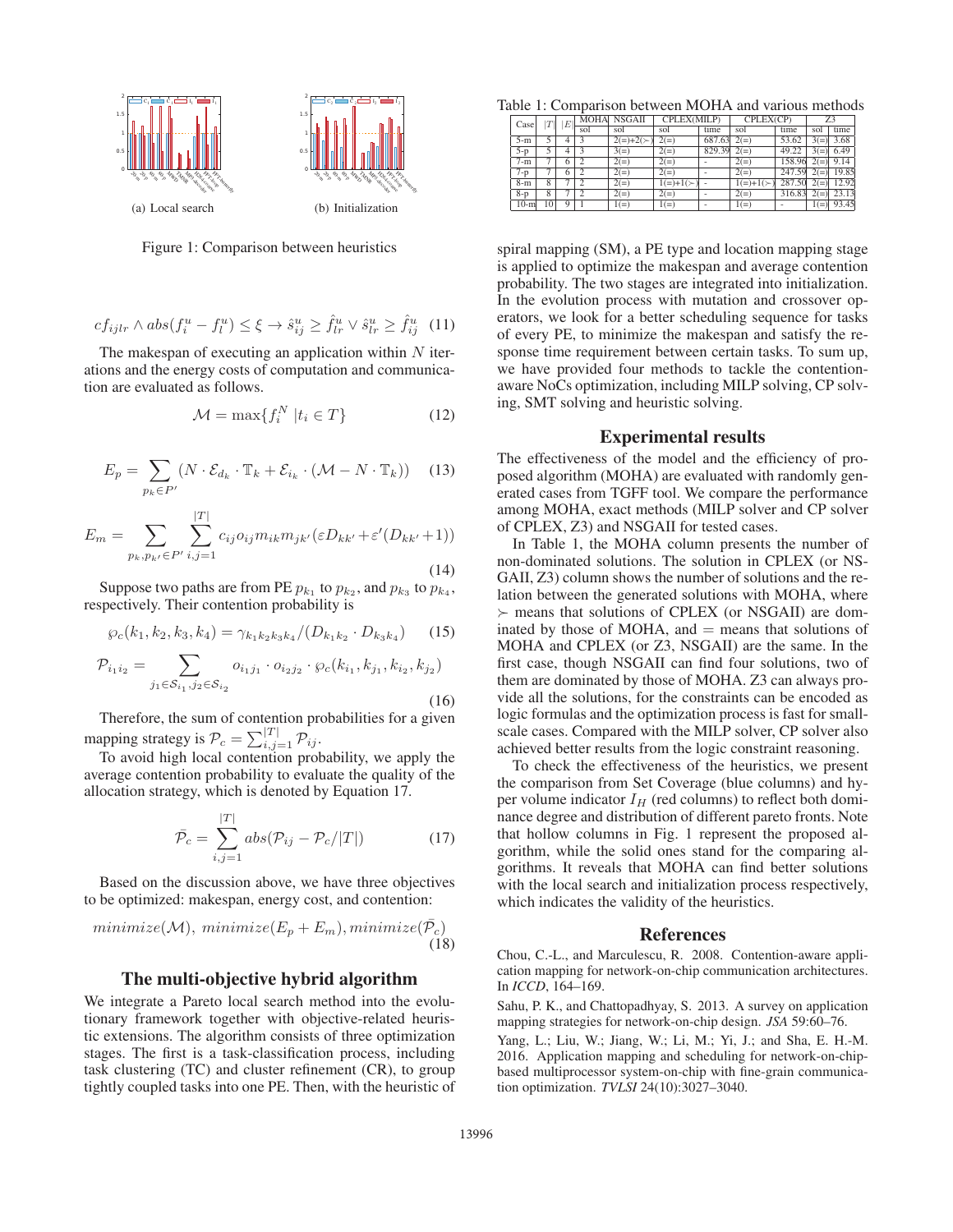2
1.5
1
0.5
0

(a) Local search

2
1.5
1
0.5
0

(b) Initialization

Figure 1: Comparison between heuristics

$$cf_{ijlr} \wedge abs(f_i^u - f_l^u) \leq \xi \rightarrow \hat{s}_{ij}^u \geq \hat{f}_{lr}^u \vee \hat{s}_{lr}^u \geq \hat{f}_{ij}^u \quad (11)$$

The makespan of executing an application within $N$ iterations and the energy costs of computation and communication are evaluated as follows.

$$\mathcal{M} = \max\{f_i^N \mid t_i \in T\} \quad (12)$$

$$E_p = \sum_{p_k \in P'} (N \cdot \mathcal{E}_{d_k} \cdot \mathbb{T}_k + \mathcal{E}_{i_k} \cdot (\mathcal{M} - N \cdot \mathbb{T}_k)) \quad (13)$$

$$E_m = \sum_{p_k, p_{k'} \in P'} \sum_{i,j=1}^{|T|} c_{ij} o_{ij} m_{ik} m_{jk'} (\varepsilon D_{kk'} + \varepsilon'(D_{kk'} + 1)) \quad (14)$$

Suppose two paths are from PE $p_{k_1}$ to $p_{k_2}$, and $p_{k_3}$ to $p_{k_4}$, respectively. Their contention probability is

$$\wp_c(k_1, k_2, k_3, k_4) = \gamma_{k_1 k_2 k_3 k_4} / (D_{k_1 k_2} \cdot D_{k_3 k_4}) \quad (15)$$

$$\mathcal{P}_{i_1 i_2} = \sum_{j_1 \in \mathcal{S}_{i_1}, j_2 \in \mathcal{S}_{i_2}} o_{i_1 j_1} \cdot o_{i_2 j_2} \cdot \wp_c(k_{i_1}, k_{j_1}, k_{i_2}, k_{j_2}) \quad (16)$$

Therefore, the sum of contention probabilities for a given mapping strategy is $\mathcal{P}_c = \sum_{i,j=1}^{|T|} \mathcal{P}_{ij}$.

To avoid high local contention probability, we apply the average contention probability to evaluate the quality of the allocation strategy, which is denoted by Equation 17.

$$\bar{\mathcal{P}}_c = \sum_{i,j=1}^{|T|} abs(\mathcal{P}_{ij} - \mathcal{P}_c / |T|) \quad (17)$$

Based on the discussion above, we have three objectives to be optimized: makespan, energy cost, and contention:

$$minimize(\mathcal{M}),\ minimize(E_p + E_m), minimize(\bar{\mathcal{P}}_c) \quad (18)$$

## The multi-objective hybrid algorithm

We integrate a Pareto local search method into the evolutionary framework together with objective-related heuristic extensions. The algorithm consists of three optimization stages. The first is a task-classification process, including task clustering (TC) and cluster refinement (CR), to group tightly coupled tasks into one PE. Then, with the heuristic of spiral mapping (SM), a PE type and location mapping stage is applied to optimize the makespan and average contention probability. The two stages are integrated into initialization. In the evolution process with mutation and crossover operators, we look for a better scheduling sequence for tasks of every PE, to minimize the makespan and satisfy the response time requirement between certain tasks. To sum up, we have provided four methods to tackle the contention-aware NoCs optimization, including MILP solving, CP solving, SMT solving and heuristic solving.

Table 1: Comparison between MOHA and various methods

| Case | $\lvert T \rvert$ | $\lvert E \rvert$ | MOHA | NSGAII | CPLEX(MILP) | | CPLEX(CP) | | Z3 | |
|---|---|---|---|---|---|---|---|---|---|---|
| | | | sol | sol | sol | time | sol | time | sol | time |
| 5-m | 5 | 4 | 3 | 2(=)+2(≻) | 2(=) | 687.63 | 2(=) | 53.62 | 3(=) | 3.68 |
| 5-p | 5 | 4 | 3 | 3(=) | 2(=) | 829.39 | 2(=) | 49.22 | 3(=) | 6.49 |
| 7-m | 7 | 6 | 2 | 2(=) | 2(=) | - | 2(=) | 158.96 | 2(=) | 9.14 |
| 7-p | 7 | 6 | 2 | 2(=) | 2(=) | - | 2(=) | 247.59 | 2(=) | 19.85 |
| 8-m | 8 | 7 | 2 | 2(=) | 1(=)+1(≻) | - | 1(=)+1(≻) | 287.50 | 2(=) | 12.92 |
| 8-p | 8 | 7 | 2 | 2(=) | 2(=) | - | 2(=) | 316.83 | 2(=) | 23.13 |
| 10-m | 10 | 9 | 1 | 1(=) | 1(=) | - | 1(=) | - | 1(=) | 93.45 |

## Experimental results

The effectiveness of the model and the efficiency of proposed algorithm (MOHA) are evaluated with randomly generated cases from TGFF tool. We compare the performance among MOHA, exact methods (MILP solver and CP solver of CPLEX, Z3) and NSGAII for tested cases.

In Table 1, the MOHA column presents the number of non-dominated solutions. The solution in CPLEX (or NSGAII, Z3) column shows the number of solutions and the relation between the generated solutions with MOHA, where $\succ$ means that solutions of CPLEX (or NSGAII) are dominated by those of MOHA, and $=$ means that solutions of MOHA and CPLEX (or Z3, NSGAII) are the same. In the first case, though NSGAII can find four solutions, two of them are dominated by those of MOHA. Z3 can always provide all the solutions, for the constraints can be encoded as logic formulas and the optimization process is fast for small-scale cases. Compared with the MILP solver, CP solver also achieved better results from the logic constraint reasoning.

To check the effectiveness of the heuristics, we present the comparison from Set Coverage (blue columns) and hyper volume indicator $I_H$ (red columns) to reflect both dominance degree and distribution of different pareto fronts. Note that hollow columns in Fig. 1 represent the proposed algorithm, while the solid ones stand for the comparing algorithms. It reveals that MOHA can find better solutions with the local search and initialization process respectively, which indicates the validity of the heuristics.

## References

Chou, C.-L., and Marculescu, R. 2008. Contention-aware application mapping for network-on-chip communication architectures. In *ICCD*, 164–169.

Sahu, P. K., and Chattopadhyay, S. 2013. A survey on application mapping strategies for network-on-chip design. *JSA* 59:60–76.

Yang, L.; Liu, W.; Jiang, W.; Li, M.; Yi, J.; and Sha, E. H.-M. 2016. Application mapping and scheduling for network-on-chip-based multiprocessor system-on-chip with fine-grain communication optimization. *TVLSI* 24(10):3027–3040.